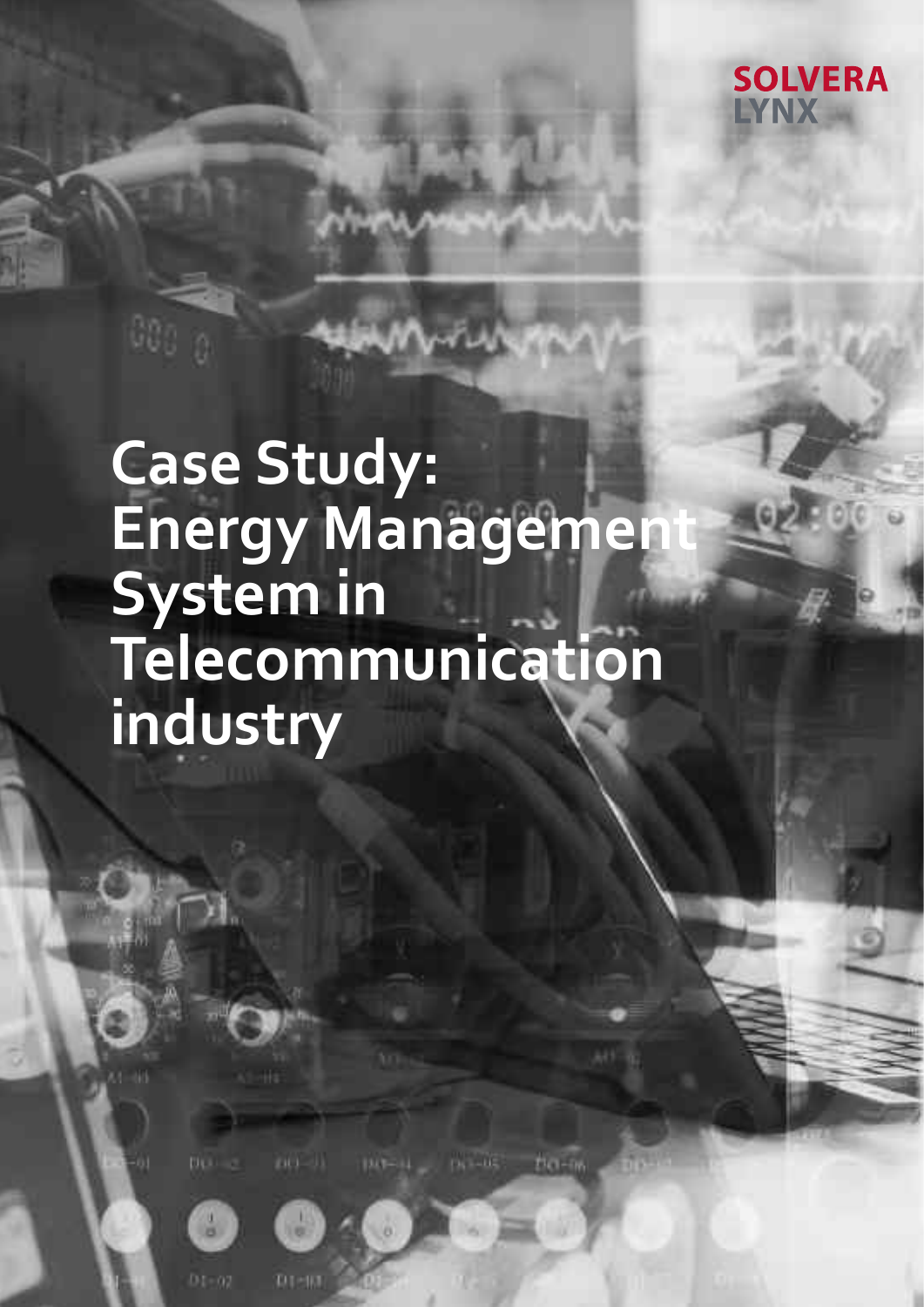SOLVERA LYNX

# Case Study: Energy Management System in Telecommunication industry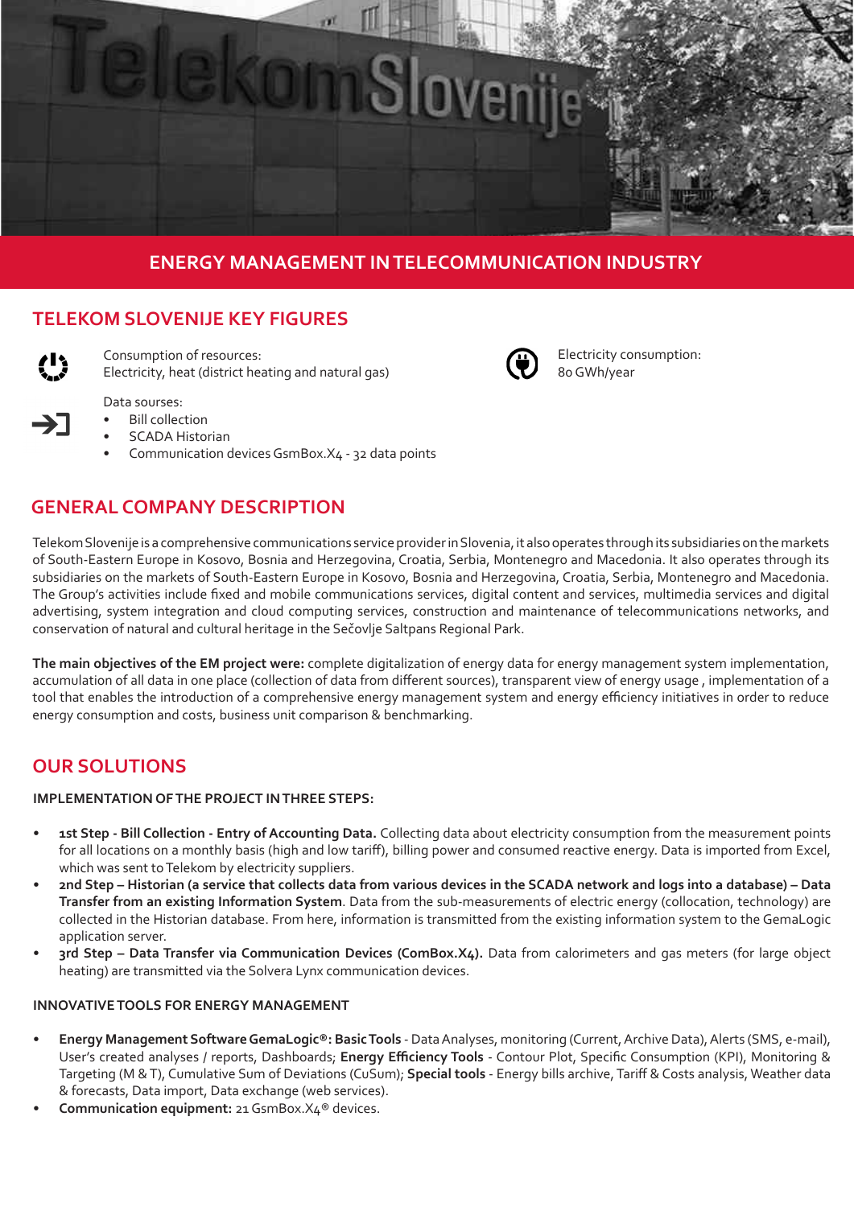## ENERGY MANAGEMENT IN TELECOMMUNICATION INDUSTRY

## TELEKOM SLOVENIJE KEY FIGURES

Consumption of resources:
Electricity, heat (district heating and natural gas)

Electricity consumption:
80 GWh/year

Data sourses:

- Bill collection
- SCADA Historian
- Communication devices GsmBox.X4 - 32 data points

## GENERAL COMPANY DESCRIPTION

Telekom Slovenije is a comprehensive communications service provider in Slovenia, it also operates through its subsidiaries on the markets of South-Eastern Europe in Kosovo, Bosnia and Herzegovina, Croatia, Serbia, Montenegro and Macedonia. It also operates through its subsidiaries on the markets of South-Eastern Europe in Kosovo, Bosnia and Herzegovina, Croatia, Serbia, Montenegro and Macedonia. The Group's activities include fixed and mobile communications services, digital content and services, multimedia services and digital advertising, system integration and cloud computing services, construction and maintenance of telecommunications networks, and conservation of natural and cultural heritage in the Sečovlje Saltpans Regional Park.

**The main objectives of the EM project were:** complete digitalization of energy data for energy management system implementation, accumulation of all data in one place (collection of data from different sources), transparent view of energy usage , implementation of a tool that enables the introduction of a comprehensive energy management system and energy efficiency initiatives in order to reduce energy consumption and costs, business unit comparison & benchmarking.

## OUR SOLUTIONS

### IMPLEMENTATION OF THE PROJECT IN THREE STEPS:

- **1st Step - Bill Collection - Entry of Accounting Data.** Collecting data about electricity consumption from the measurement points for all locations on a monthly basis (high and low tariff), billing power and consumed reactive energy. Data is imported from Excel, which was sent to Telekom by electricity suppliers.
- **2nd Step – Historian (a service that collects data from various devices in the SCADA network and logs into a database) – Data Transfer from an existing Information System**. Data from the sub-measurements of electric energy (collocation, technology) are collected in the Historian database. From here, information is transmitted from the existing information system to the GemaLogic application server.
- **3rd Step – Data Transfer via Communication Devices (ComBox.X4).** Data from calorimeters and gas meters (for large object heating) are transmitted via the Solvera Lynx communication devices.

### INNOVATIVE TOOLS FOR ENERGY MANAGEMENT

- **Energy Management Software GemaLogic®: Basic Tools** - Data Analyses, monitoring (Current, Archive Data), Alerts (SMS, e-mail), User's created analyses / reports, Dashboards; **Energy Efficiency Tools** - Contour Plot, Specific Consumption (KPI), Monitoring & Targeting (M & T), Cumulative Sum of Deviations (CuSum); **Special tools** - Energy bills archive, Tariff & Costs analysis, Weather data & forecasts, Data import, Data exchange (web services).
- **Communication equipment:** 21 GsmBox.X4® devices.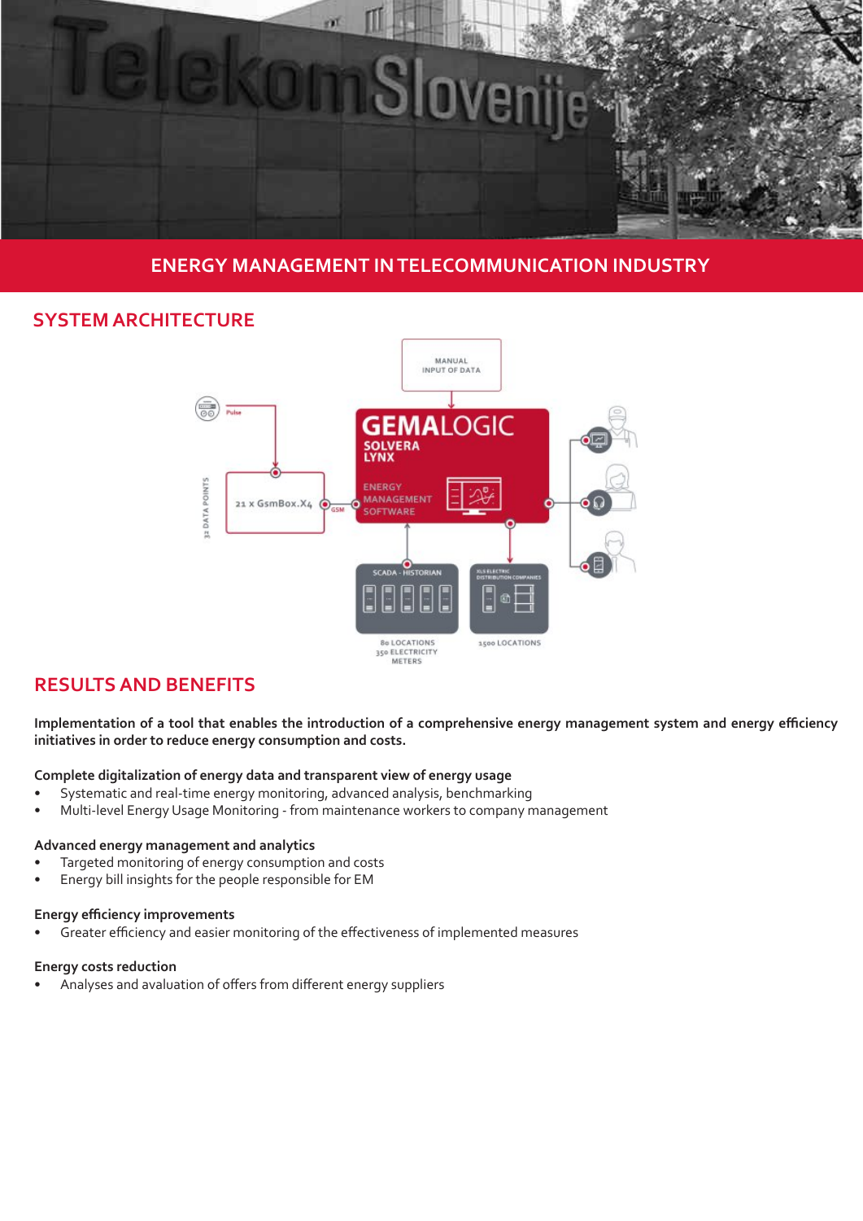## ENERGY MANAGEMENT IN TELECOMMUNICATION INDUSTRY

## SYSTEM ARCHITECTURE

MANUAL INPUT OF DATA

GEMALOGIC SOLVERA LYNX

ENERGY MANAGEMENT SOFTWARE

Pulse

21 x GsmBox.X4

GSM

32 DATA POINTS

SCADA - HISTORIAN

80 LOCATIONS
350 ELECTRICITY METERS

XLS ELECTRIC DISTRIBUTION COMPANIES

1500 LOCATIONS

## RESULTS AND BENEFITS

**Implementation of a tool that enables the introduction of a comprehensive energy management system and energy efficiency initiatives in order to reduce energy consumption and costs.**

**Complete digitalization of energy data and transparent view of energy usage**

- Systematic and real-time energy monitoring, advanced analysis, benchmarking
- Multi-level Energy Usage Monitoring - from maintenance workers to company management

**Advanced energy management and analytics**

- Targeted monitoring of energy consumption and costs
- Energy bill insights for the people responsible for EM

**Energy efficiency improvements**

- Greater efficiency and easier monitoring of the effectiveness of implemented measures

**Energy costs reduction**

- Analyses and avaluation of offers from different energy suppliers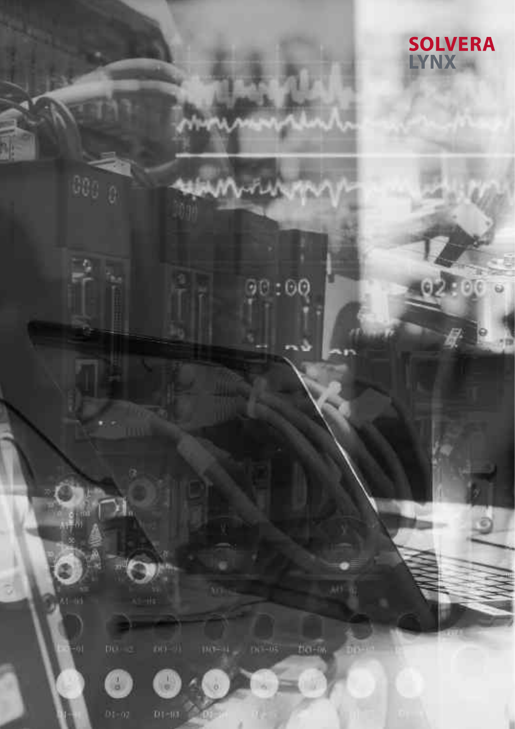SOLVERA
LYNX